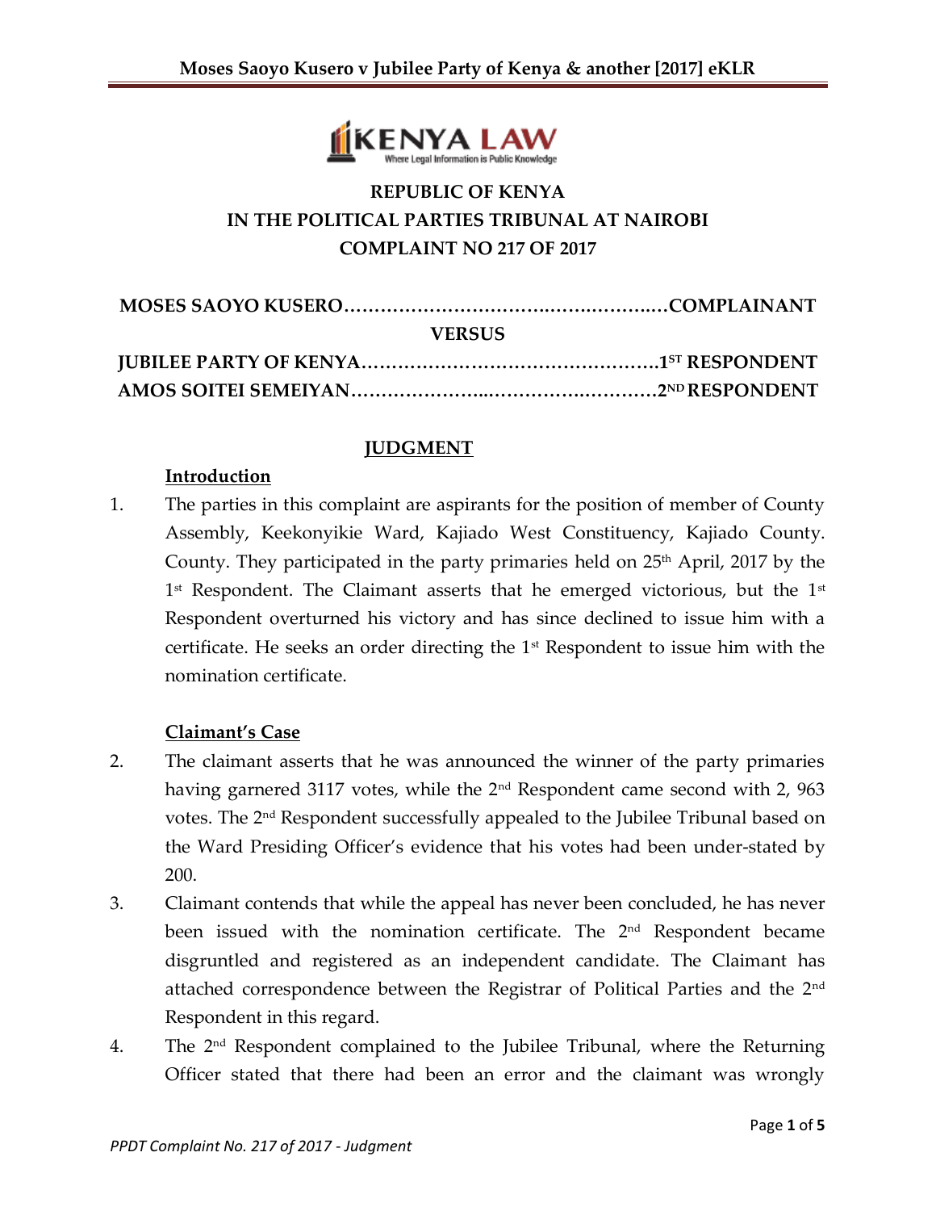**REPUBLIC OF KENYA**
**IN THE POLITICAL PARTIES TRIBUNAL AT NAIROBI**
**COMPLAINT NO 217 OF 2017**

**MOSES SAOYO KUSERO………………………………………………COMPLAINANT**

**VERSUS**

**JUBILEE PARTY OF KENYA…………………………………………1ST RESPONDENT**

**AMOS SOITEI SEMEIYAN………………………………………………2ND RESPONDENT**

## JUDGMENT

### Introduction

1. The parties in this complaint are aspirants for the position of member of County Assembly, Keekonyikie Ward, Kajiado West Constituency, Kajiado County. County. They participated in the party primaries held on 25th April, 2017 by the 1st Respondent. The Claimant asserts that he emerged victorious, but the 1st Respondent overturned his victory and has since declined to issue him with a certificate. He seeks an order directing the 1st Respondent to issue him with the nomination certificate.

### Claimant's Case

2. The claimant asserts that he was announced the winner of the party primaries having garnered 3117 votes, while the 2nd Respondent came second with 2, 963 votes. The 2nd Respondent successfully appealed to the Jubilee Tribunal based on the Ward Presiding Officer's evidence that his votes had been under-stated by 200.
3. Claimant contends that while the appeal has never been concluded, he has never been issued with the nomination certificate. The 2nd Respondent became disgruntled and registered as an independent candidate. The Claimant has attached correspondence between the Registrar of Political Parties and the 2nd Respondent in this regard.
4. The 2nd Respondent complained to the Jubilee Tribunal, where the Returning Officer stated that there had been an error and the claimant was wrongly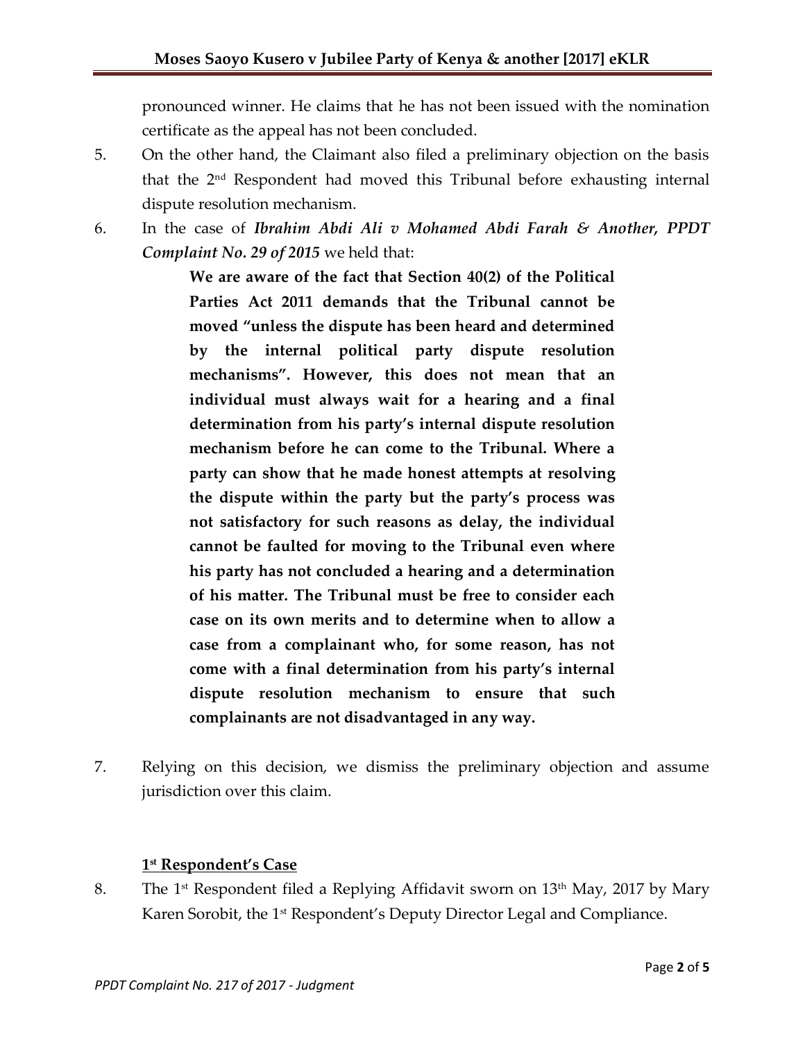pronounced winner. He claims that he has not been issued with the nomination certificate as the appeal has not been concluded.

5. On the other hand, the Claimant also filed a preliminary objection on the basis that the 2nd Respondent had moved this Tribunal before exhausting internal dispute resolution mechanism.

6. In the case of ***Ibrahim Abdi Ali v Mohamed Abdi Farah & Another, PPDT Complaint No. 29 of 2015*** we held that:

> **We are aware of the fact that Section 40(2) of the Political Parties Act 2011 demands that the Tribunal cannot be moved "unless the dispute has been heard and determined by the internal political party dispute resolution mechanisms". However, this does not mean that an individual must always wait for a hearing and a final determination from his party's internal dispute resolution mechanism before he can come to the Tribunal. Where a party can show that he made honest attempts at resolving the dispute within the party but the party's process was not satisfactory for such reasons as delay, the individual cannot be faulted for moving to the Tribunal even where his party has not concluded a hearing and a determination of his matter. The Tribunal must be free to consider each case on its own merits and to determine when to allow a case from a complainant who, for some reason, has not come with a final determination from his party's internal dispute resolution mechanism to ensure that such complainants are not disadvantaged in any way.**

7. Relying on this decision, we dismiss the preliminary objection and assume jurisdiction over this claim.

### 1st Respondent's Case

8. The 1st Respondent filed a Replying Affidavit sworn on 13th May, 2017 by Mary Karen Sorobit, the 1st Respondent's Deputy Director Legal and Compliance.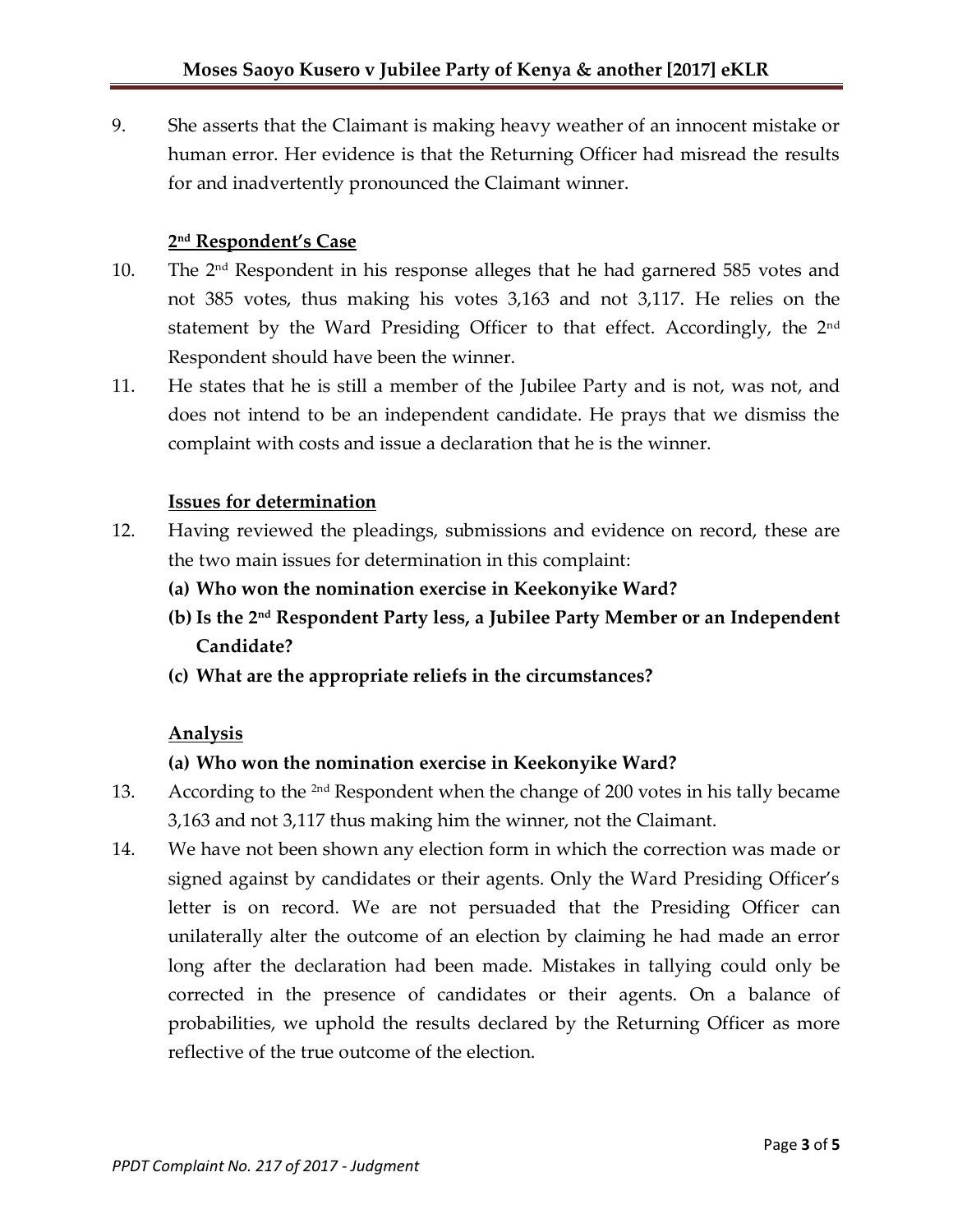9. She asserts that the Claimant is making heavy weather of an innocent mistake or human error. Her evidence is that the Returning Officer had misread the results for and inadvertently pronounced the Claimant winner.

#### 2nd Respondent's Case

10. The 2nd Respondent in his response alleges that he had garnered 585 votes and not 385 votes, thus making his votes 3,163 and not 3,117. He relies on the statement by the Ward Presiding Officer to that effect. Accordingly, the 2nd Respondent should have been the winner.
11. He states that he is still a member of the Jubilee Party and is not, was not, and does not intend to be an independent candidate. He prays that we dismiss the complaint with costs and issue a declaration that he is the winner.

#### Issues for determination

12. Having reviewed the pleadings, submissions and evidence on record, these are the two main issues for determination in this complaint:
    - **(a) Who won the nomination exercise in Keekonyike Ward?**
    - **(b) Is the 2nd Respondent Party less, a Jubilee Party Member or an Independent Candidate?**
    - **(c) What are the appropriate reliefs in the circumstances?**

#### Analysis

**(a) Who won the nomination exercise in Keekonyike Ward?**

13. According to the 2nd Respondent when the change of 200 votes in his tally became 3,163 and not 3,117 thus making him the winner, not the Claimant.
14. We have not been shown any election form in which the correction was made or signed against by candidates or their agents. Only the Ward Presiding Officer's letter is on record. We are not persuaded that the Presiding Officer can unilaterally alter the outcome of an election by claiming he had made an error long after the declaration had been made. Mistakes in tallying could only be corrected in the presence of candidates or their agents. On a balance of probabilities, we uphold the results declared by the Returning Officer as more reflective of the true outcome of the election.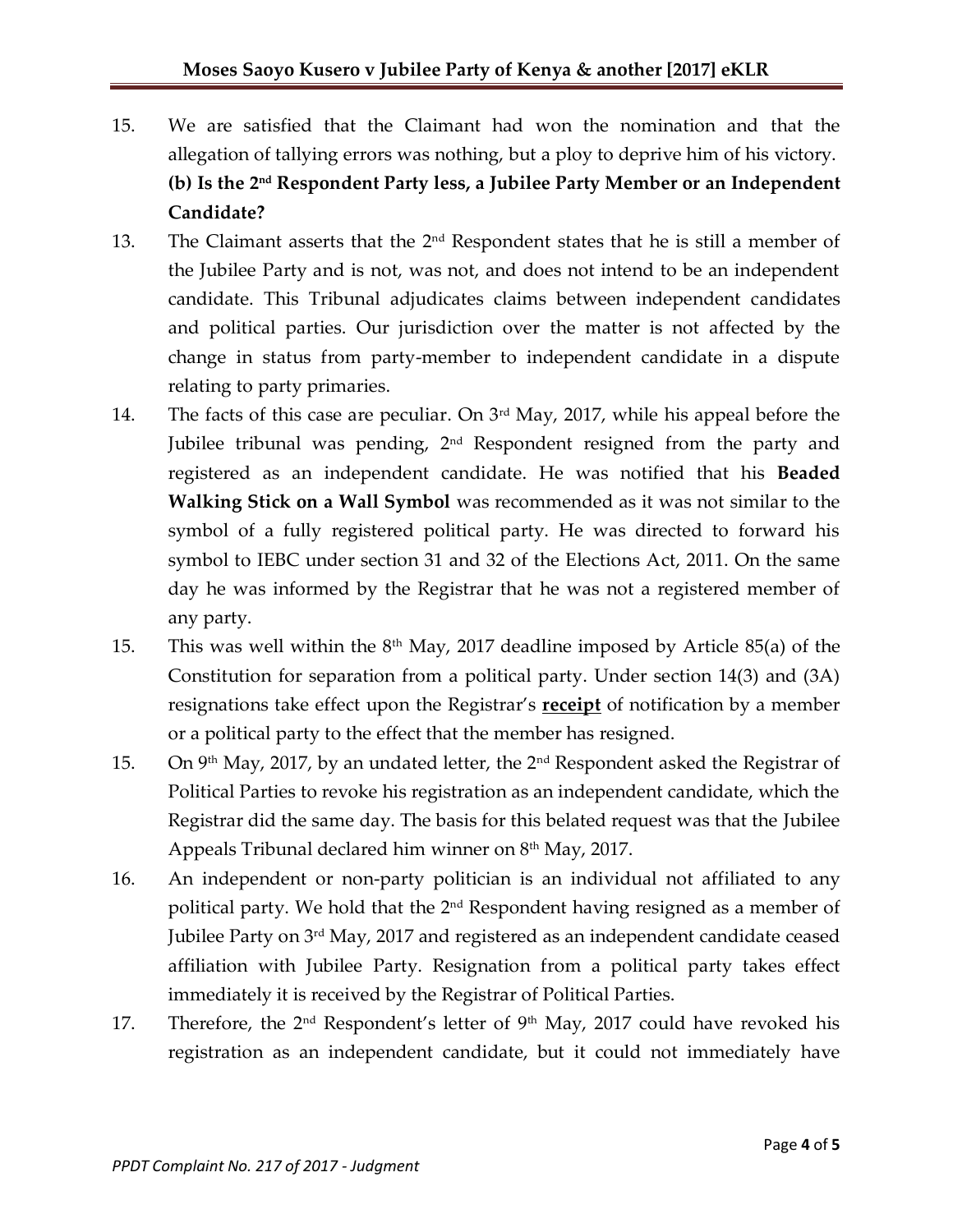15. We are satisfied that the Claimant had won the nomination and that the allegation of tallying errors was nothing, but a ploy to deprive him of his victory.

**(b) Is the 2nd Respondent Party less, a Jubilee Party Member or an Independent Candidate?**

13. The Claimant asserts that the 2nd Respondent states that he is still a member of the Jubilee Party and is not, was not, and does not intend to be an independent candidate. This Tribunal adjudicates claims between independent candidates and political parties. Our jurisdiction over the matter is not affected by the change in status from party-member to independent candidate in a dispute relating to party primaries.

14. The facts of this case are peculiar. On 3rd May, 2017, while his appeal before the Jubilee tribunal was pending, 2nd Respondent resigned from the party and registered as an independent candidate. He was notified that his **Beaded Walking Stick on a Wall Symbol** was recommended as it was not similar to the symbol of a fully registered political party. He was directed to forward his symbol to IEBC under section 31 and 32 of the Elections Act, 2011. On the same day he was informed by the Registrar that he was not a registered member of any party.

15. This was well within the 8th May, 2017 deadline imposed by Article 85(a) of the Constitution for separation from a political party. Under section 14(3) and (3A) resignations take effect upon the Registrar's **<u>receipt</u>** of notification by a member or a political party to the effect that the member has resigned.

15. On 9th May, 2017, by an undated letter, the 2nd Respondent asked the Registrar of Political Parties to revoke his registration as an independent candidate, which the Registrar did the same day. The basis for this belated request was that the Jubilee Appeals Tribunal declared him winner on 8th May, 2017.

16. An independent or non-party politician is an individual not affiliated to any political party. We hold that the 2nd Respondent having resigned as a member of Jubilee Party on 3rd May, 2017 and registered as an independent candidate ceased affiliation with Jubilee Party. Resignation from a political party takes effect immediately it is received by the Registrar of Political Parties.

17. Therefore, the 2nd Respondent's letter of 9th May, 2017 could have revoked his registration as an independent candidate, but it could not immediately have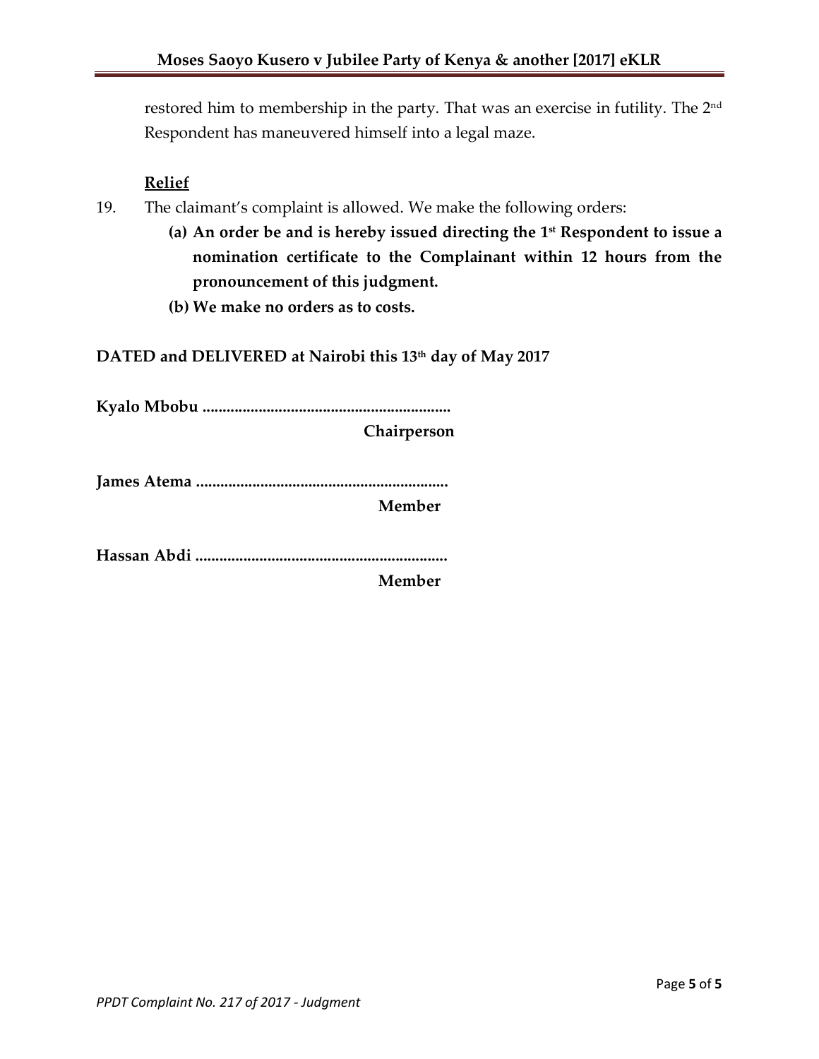restored him to membership in the party. That was an exercise in futility. The 2nd Respondent has maneuvered himself into a legal maze.

**Relief**

19. The claimant's complaint is allowed. We make the following orders:

   **(a) An order be and is hereby issued directing the 1st Respondent to issue a nomination certificate to the Complainant within 12 hours from the pronouncement of this judgment.**

   **(b) We make no orders as to costs.**

**DATED and DELIVERED at Nairobi this 13th day of May 2017**

**Kyalo Mbobu ..............................................................**

**Chairperson**

**James Atema ..............................................................**

**Member**

**Hassan Abdi ..............................................................**

**Member**